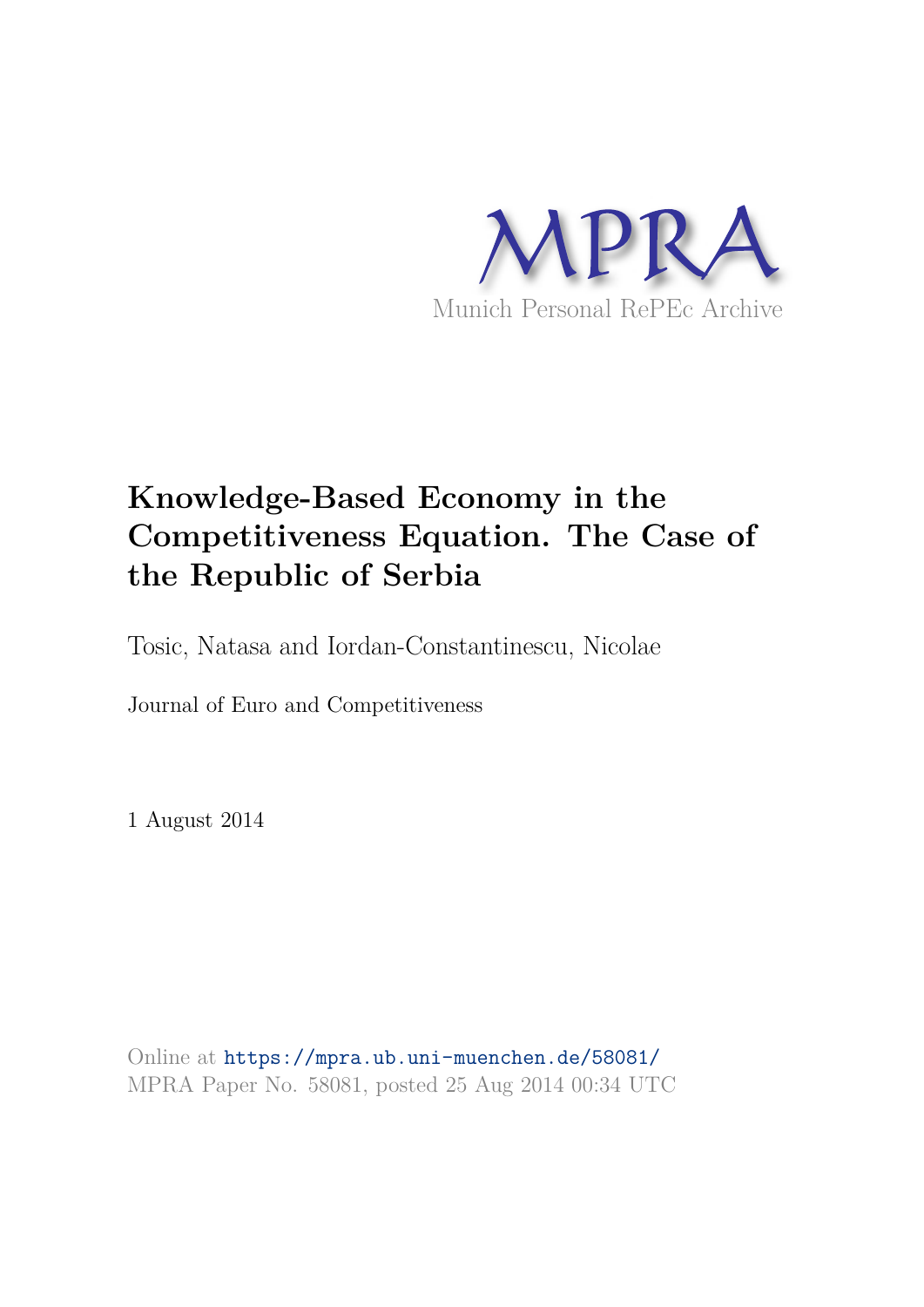MPRA

Munich Personal RePEc Archive

# Knowledge-Based Economy in the Competitiveness Equation. The Case of the Republic of Serbia

Tosic, Natasa and Iordan-Constantinescu, Nicolae

Journal of Euro and Competitiveness

1 August 2014

Online at https://mpra.ub.uni-muenchen.de/58081/
MPRA Paper No. 58081, posted 25 Aug 2014 00:34 UTC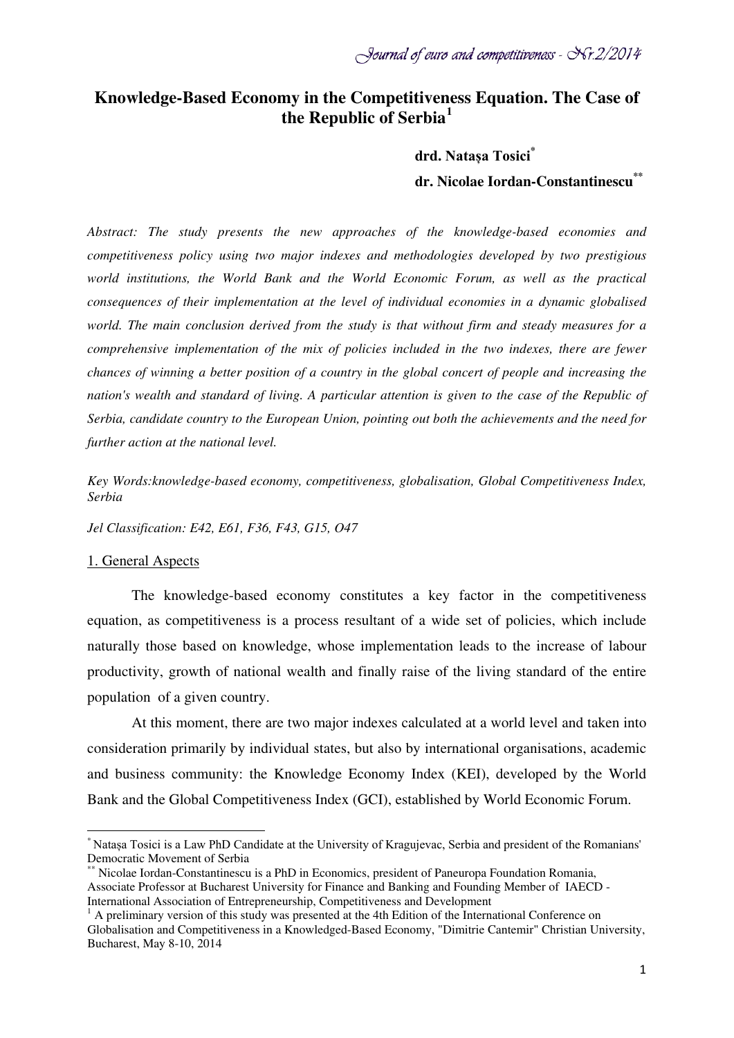# Knowledge-Based Economy in the Competitiveness Equation. The Case of the Republic of Serbia[1]

**drd. Natașa Tosici***

**dr. Nicolae Iordan-Constantinescu****

*Abstract: The study presents the new approaches of the knowledge-based economies and competitiveness policy using two major indexes and methodologies developed by two prestigious world institutions, the World Bank and the World Economic Forum, as well as the practical consequences of their implementation at the level of individual economies in a dynamic globalised world. The main conclusion derived from the study is that without firm and steady measures for a comprehensive implementation of the mix of policies included in the two indexes, there are fewer chances of winning a better position of a country in the global concert of people and increasing the nation's wealth and standard of living. A particular attention is given to the case of the Republic of Serbia, candidate country to the European Union, pointing out both the achievements and the need for further action at the national level.*

*Key Words:knowledge-based economy, competitiveness, globalisation, Global Competitiveness Index, Serbia*

*Jel Classification: E42, E61, F36, F43, G15, O47*

## 1. General Aspects

The knowledge-based economy constitutes a key factor in the competitiveness equation, as competitiveness is a process resultant of a wide set of policies, which include naturally those based on knowledge, whose implementation leads to the increase of labour productivity, growth of national wealth and finally raise of the living standard of the entire population of a given country.

At this moment, there are two major indexes calculated at a world level and taken into consideration primarily by individual states, but also by international organisations, academic and business community: the Knowledge Economy Index (KEI), developed by the World Bank and the Global Competitiveness Index (GCI), established by World Economic Forum.

---

* Natașa Tosici is a Law PhD Candidate at the University of Kragujevac, Serbia and president of the Romanians' Democratic Movement of Serbia

** Nicolae Iordan-Constantinescu is a PhD in Economics, president of Paneuropa Foundation Romania, Associate Professor at Bucharest University for Finance and Banking and Founding Member of IAECD - International Association of Entrepreneurship, Competitiveness and Development

[1] A preliminary version of this study was presented at the 4th Edition of the International Conference on Globalisation and Competitiveness in a Knowledged-Based Economy, "Dimitrie Cantemir" Christian University, Bucharest, May 8-10, 2014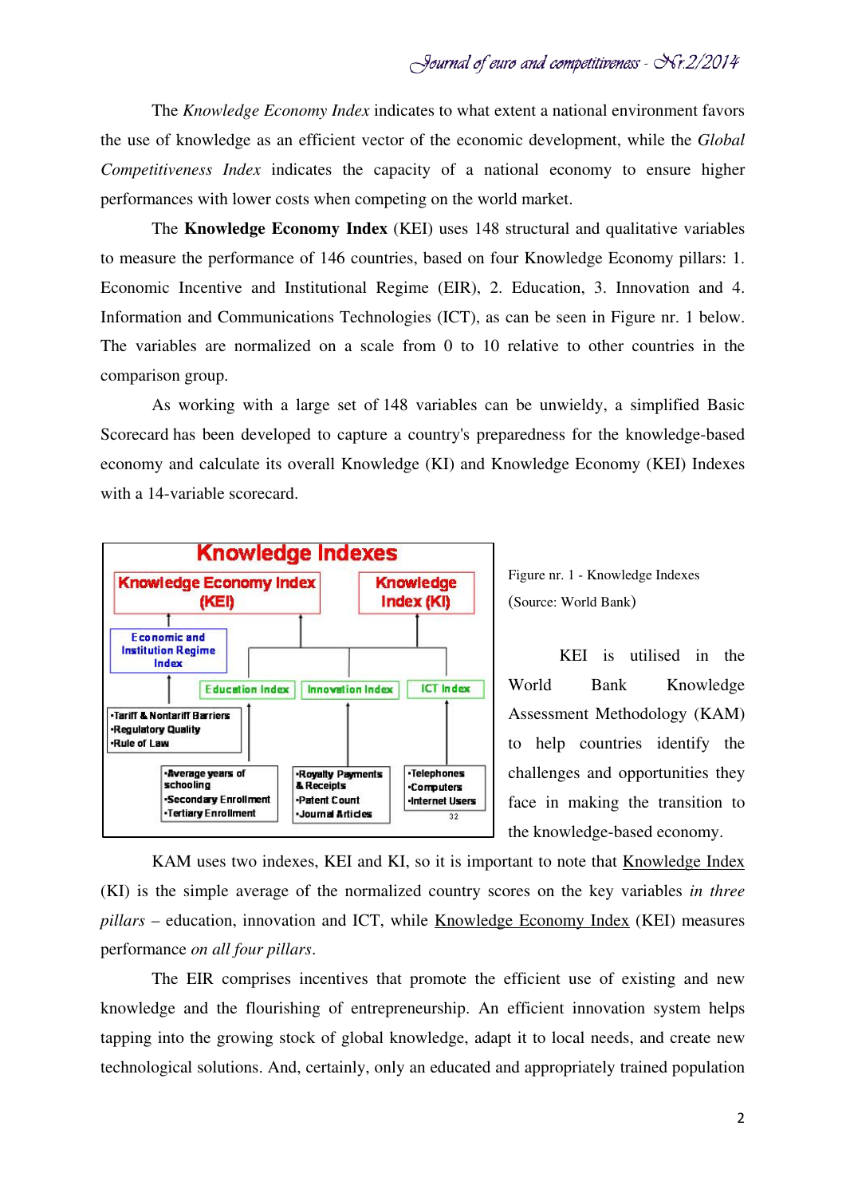The *Knowledge Economy Index* indicates to what extent a national environment favors the use of knowledge as an efficient vector of the economic development, while the *Global Competitiveness Index* indicates the capacity of a national economy to ensure higher performances with lower costs when competing on the world market.

The **Knowledge Economy Index** (KEI) uses 148 structural and qualitative variables to measure the performance of 146 countries, based on four Knowledge Economy pillars: 1. Economic Incentive and Institutional Regime (EIR), 2. Education, 3. Innovation and 4. Information and Communications Technologies (ICT), as can be seen in Figure nr. 1 below. The variables are normalized on a scale from 0 to 10 relative to other countries in the comparison group.

As working with a large set of 148 variables can be unwieldy, a simplified Basic Scorecard has been developed to capture a country's preparedness for the knowledge-based economy and calculate its overall Knowledge (KI) and Knowledge Economy (KEI) Indexes with a 14-variable scorecard.

Figure nr. 1 - Knowledge Indexes (Source: World Bank)

KEI is utilised in the World Bank Knowledge Assessment Methodology (KAM) to help countries identify the challenges and opportunities they face in making the transition to the knowledge-based economy.

KAM uses two indexes, KEI and KI, so it is important to note that Knowledge Index (KI) is the simple average of the normalized country scores on the key variables *in three pillars* – education, innovation and ICT, while Knowledge Economy Index (KEI) measures performance *on all four pillars*.

The EIR comprises incentives that promote the efficient use of existing and new knowledge and the flourishing of entrepreneurship. An efficient innovation system helps tapping into the growing stock of global knowledge, adapt it to local needs, and create new technological solutions. And, certainly, only an educated and appropriately trained population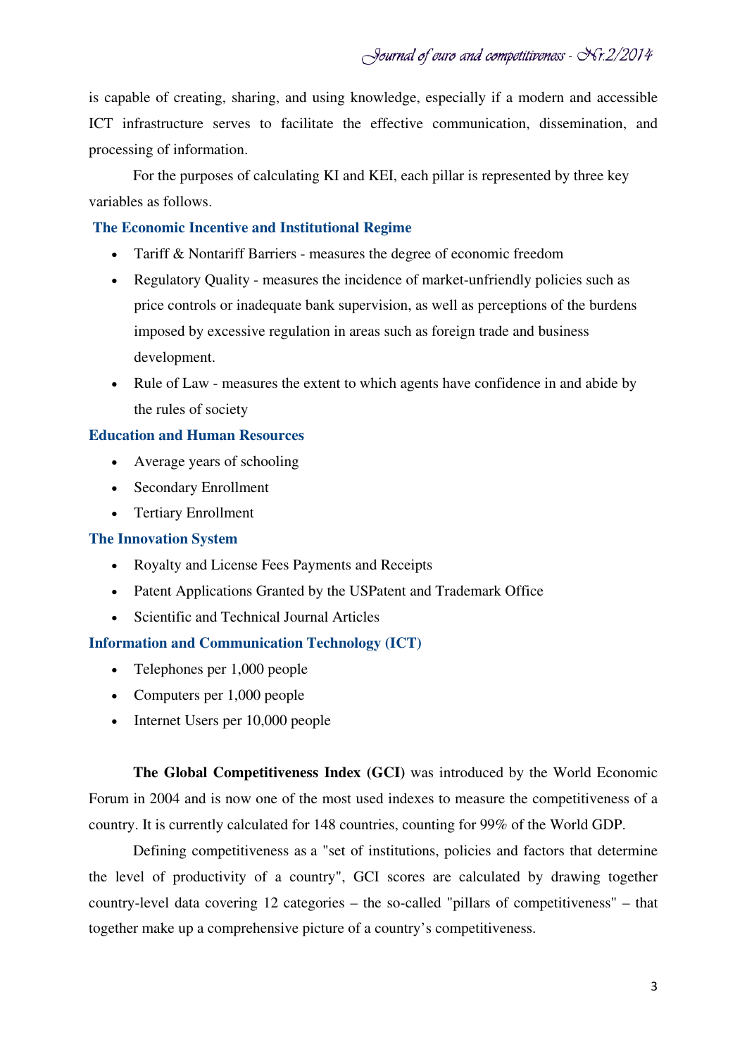is capable of creating, sharing, and using knowledge, especially if a modern and accessible ICT infrastructure serves to facilitate the effective communication, dissemination, and processing of information.

For the purposes of calculating KI and KEI, each pillar is represented by three key variables as follows.

### The Economic Incentive and Institutional Regime

- Tariff & Nontariff Barriers - measures the degree of economic freedom
- Regulatory Quality - measures the incidence of market-unfriendly policies such as price controls or inadequate bank supervision, as well as perceptions of the burdens imposed by excessive regulation in areas such as foreign trade and business development.
- Rule of Law - measures the extent to which agents have confidence in and abide by the rules of society

### Education and Human Resources

- Average years of schooling
- Secondary Enrollment
- Tertiary Enrollment

### The Innovation System

- Royalty and License Fees Payments and Receipts
- Patent Applications Granted by the USPatent and Trademark Office
- Scientific and Technical Journal Articles

### Information and Communication Technology (ICT)

- Telephones per 1,000 people
- Computers per 1,000 people
- Internet Users per 10,000 people

**The Global Competitiveness Index (GCI)** was introduced by the World Economic Forum in 2004 and is now one of the most used indexes to measure the competitiveness of a country. It is currently calculated for 148 countries, counting for 99% of the World GDP.

Defining competitiveness as a "set of institutions, policies and factors that determine the level of productivity of a country", GCI scores are calculated by drawing together country-level data covering 12 categories – the so-called "pillars of competitiveness" – that together make up a comprehensive picture of a country's competitiveness.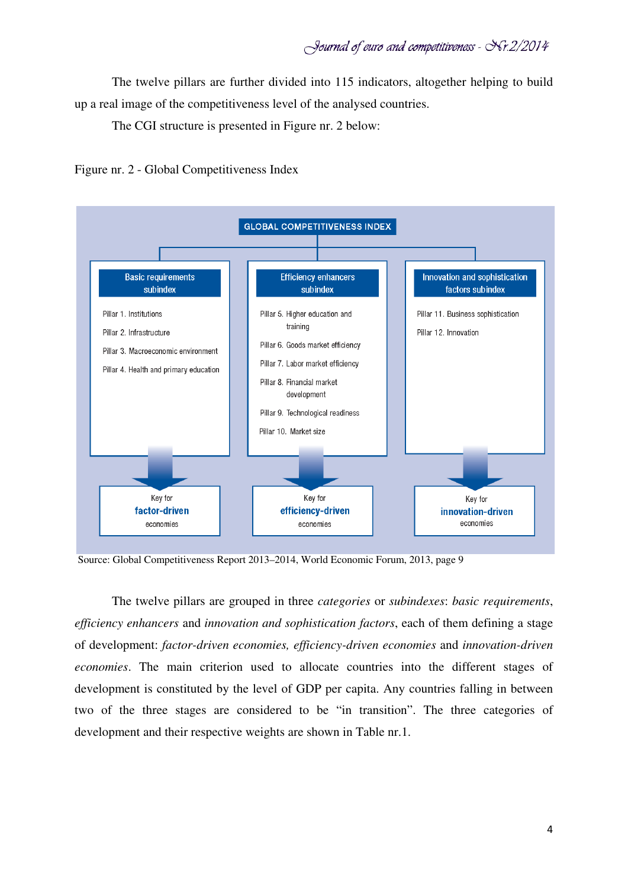The twelve pillars are further divided into 115 indicators, altogether helping to build up a real image of the competitiveness level of the analysed countries.

The CGI structure is presented in Figure nr. 2 below:

Figure nr. 2 - Global Competitiveness Index

**GLOBAL COMPETITIVENESS INDEX**

| Basic requirements subindex | Efficiency enhancers subindex | Innovation and sophistication factors subindex |
| --- | --- | --- |
| Pillar 1. Institutions | Pillar 5. Higher education and training | Pillar 11. Business sophistication |
| Pillar 2. Infrastructure | Pillar 6. Goods market efficiency | Pillar 12. Innovation |
| Pillar 3. Macroeconomic environment | Pillar 7. Labor market efficiency | |
| Pillar 4. Health and primary education | Pillar 8. Financial market development | |
| | Pillar 9. Technological readiness | |
| | Pillar 10. Market size | |
| Key for **factor-driven** economies | Key for **efficiency-driven** economies | Key for **innovation-driven** economies |

Source: Global Competitiveness Report 2013–2014, World Economic Forum, 2013, page 9

The twelve pillars are grouped in three *categories* or *subindexes*: *basic requirements*, *efficiency enhancers* and *innovation and sophistication factors*, each of them defining a stage of development: *factor-driven economies, efficiency-driven economies* and *innovation-driven economies*. The main criterion used to allocate countries into the different stages of development is constituted by the level of GDP per capita. Any countries falling in between two of the three stages are considered to be "in transition". The three categories of development and their respective weights are shown in Table nr.1.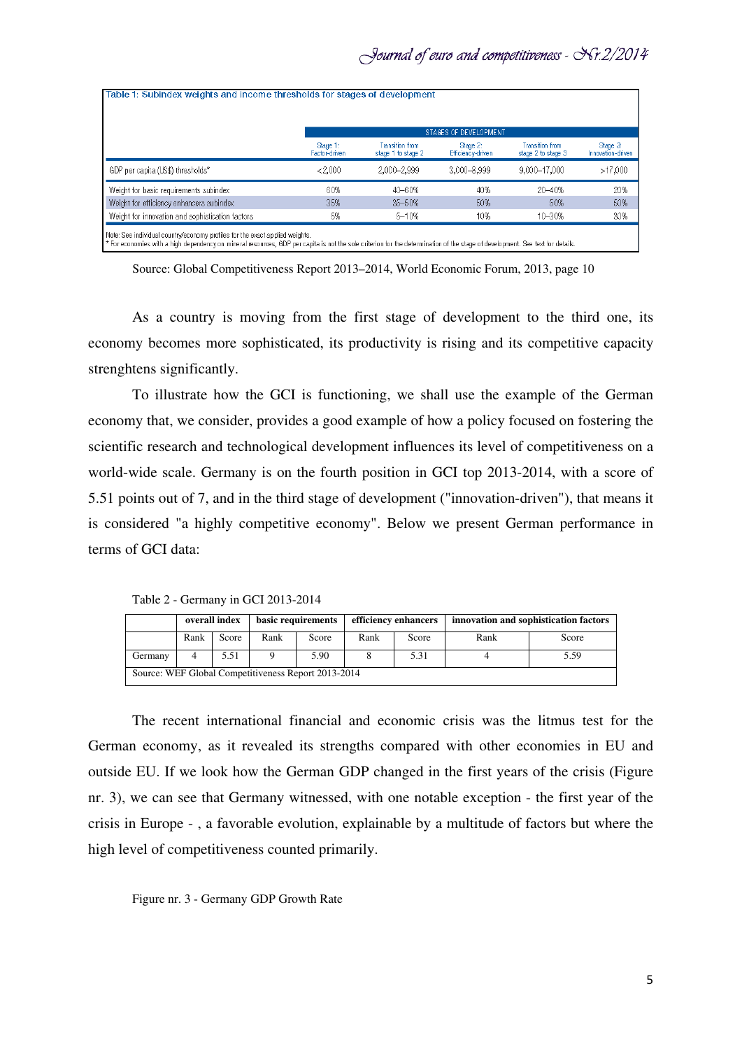Table 1: Subindex weights and income thresholds for stages of development

| | STAGES OF DEVELOPMENT | | | | |
|---|---|---|---|---|---|
| | Stage 1: Factor-driven | Transition from stage 1 to stage 2 | Stage 2: Efficiency-driven | Transition from stage 2 to stage 3 | Stage 3: Innovation-driven |
| GDP per capita (US$) thresholds* | <2,000 | 2,000–2,999 | 3,000–8,999 | 9,000–17,000 | >17,000 |
| Weight for basic requirements subindex | 60% | 40–60% | 40% | 20–40% | 20% |
| Weight for efficiency enhancers subindex | 35% | 35–50% | 50% | 50% | 50% |
| Weight for innovation and sophistication factors | 5% | 5–10% | 10% | 10–30% | 30% |

Note: See individual country/economy profiles for the exact applied weights.
* For economies with a high dependency on mineral resources, GDP per capita is not the sole criterion for the determination of the stage of development. See text for details.

Source: Global Competitiveness Report 2013–2014, World Economic Forum, 2013, page 10

As a country is moving from the first stage of development to the third one, its economy becomes more sophisticated, its productivity is rising and its competitive capacity strenghtens significantly.

To illustrate how the GCI is functioning, we shall use the example of the German economy that, we consider, provides a good example of how a policy focused on fostering the scientific research and technological development influences its level of competitiveness on a world-wide scale. Germany is on the fourth position in GCI top 2013-2014, with a score of 5.51 points out of 7, and in the third stage of development ("innovation-driven"), that means it is considered "a highly competitive economy". Below we present German performance in terms of GCI data:

Table 2 - Germany in GCI 2013-2014

| | overall index | | basic requirements | | efficiency enhancers | | innovation and sophistication factors | |
|---|---|---|---|---|---|---|---|---|
| | Rank | Score | Rank | Score | Rank | Score | Rank | Score |
| Germany | 4 | 5.51 | 9 | 5.90 | 8 | 5.31 | 4 | 5.59 |

Source: WEF Global Competitiveness Report 2013-2014

The recent international financial and economic crisis was the litmus test for the German economy, as it revealed its strengths compared with other economies in EU and outside EU. If we look how the German GDP changed in the first years of the crisis (Figure nr. 3), we can see that Germany witnessed, with one notable exception - the first year of the crisis in Europe - , a favorable evolution, explainable by a multitude of factors but where the high level of competitiveness counted primarily.

Figure nr. 3 - Germany GDP Growth Rate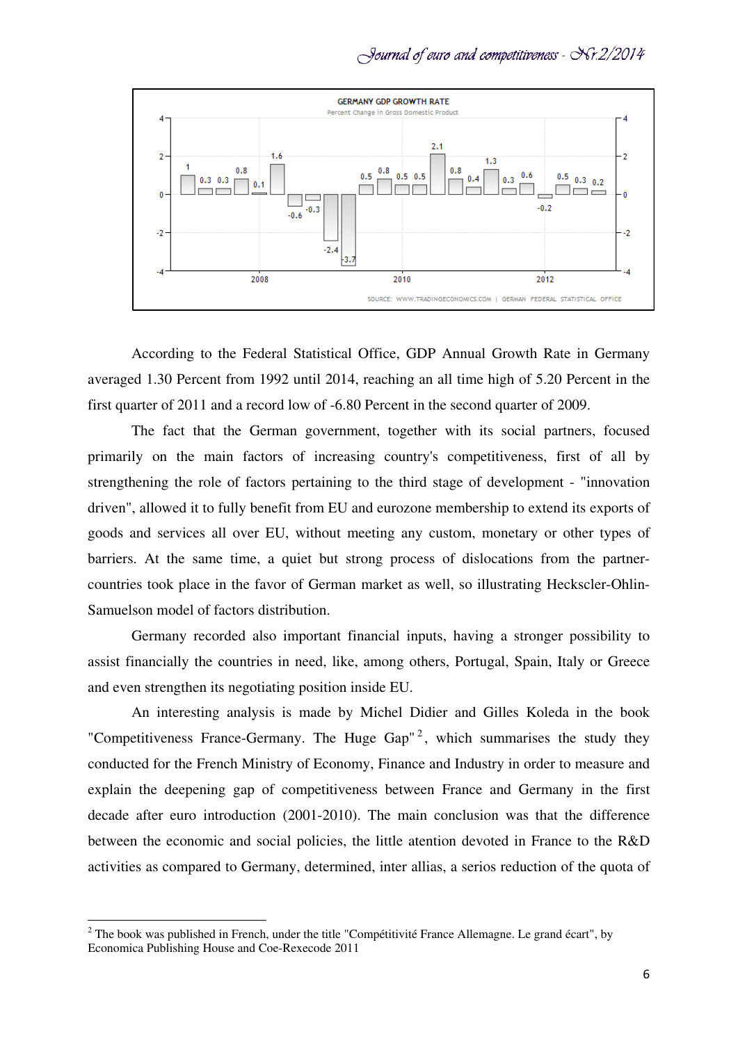According to the Federal Statistical Office, GDP Annual Growth Rate in Germany averaged 1.30 Percent from 1992 until 2014, reaching an all time high of 5.20 Percent in the first quarter of 2011 and a record low of -6.80 Percent in the second quarter of 2009.

The fact that the German government, together with its social partners, focused primarily on the main factors of increasing country's competitiveness, first of all by strengthening the role of factors pertaining to the third stage of development - "innovation driven", allowed it to fully benefit from EU and eurozone membership to extend its exports of goods and services all over EU, without meeting any custom, monetary or other types of barriers. At the same time, a quiet but strong process of dislocations from the partner-countries took place in the favor of German market as well, so illustrating Heckscler-Ohlin-Samuelson model of factors distribution.

Germany recorded also important financial inputs, having a stronger possibility to assist financially the countries in need, like, among others, Portugal, Spain, Italy or Greece and even strengthen its negotiating position inside EU.

An interesting analysis is made by Michel Didier and Gilles Koleda in the book "Competitiveness France-Germany. The Huge Gap"[2], which summarises the study they conducted for the French Ministry of Economy, Finance and Industry in order to measure and explain the deepening gap of competitiveness between France and Germany in the first decade after euro introduction (2001-2010). The main conclusion was that the difference between the economic and social policies, the little atention devoted in France to the R&D activities as compared to Germany, determined, inter allias, a serios reduction of the quota of

---

[2] The book was published in French, under the title "Compétitivité France Allemagne. Le grand écart", by Economica Publishing House and Coe-Rexecode 2011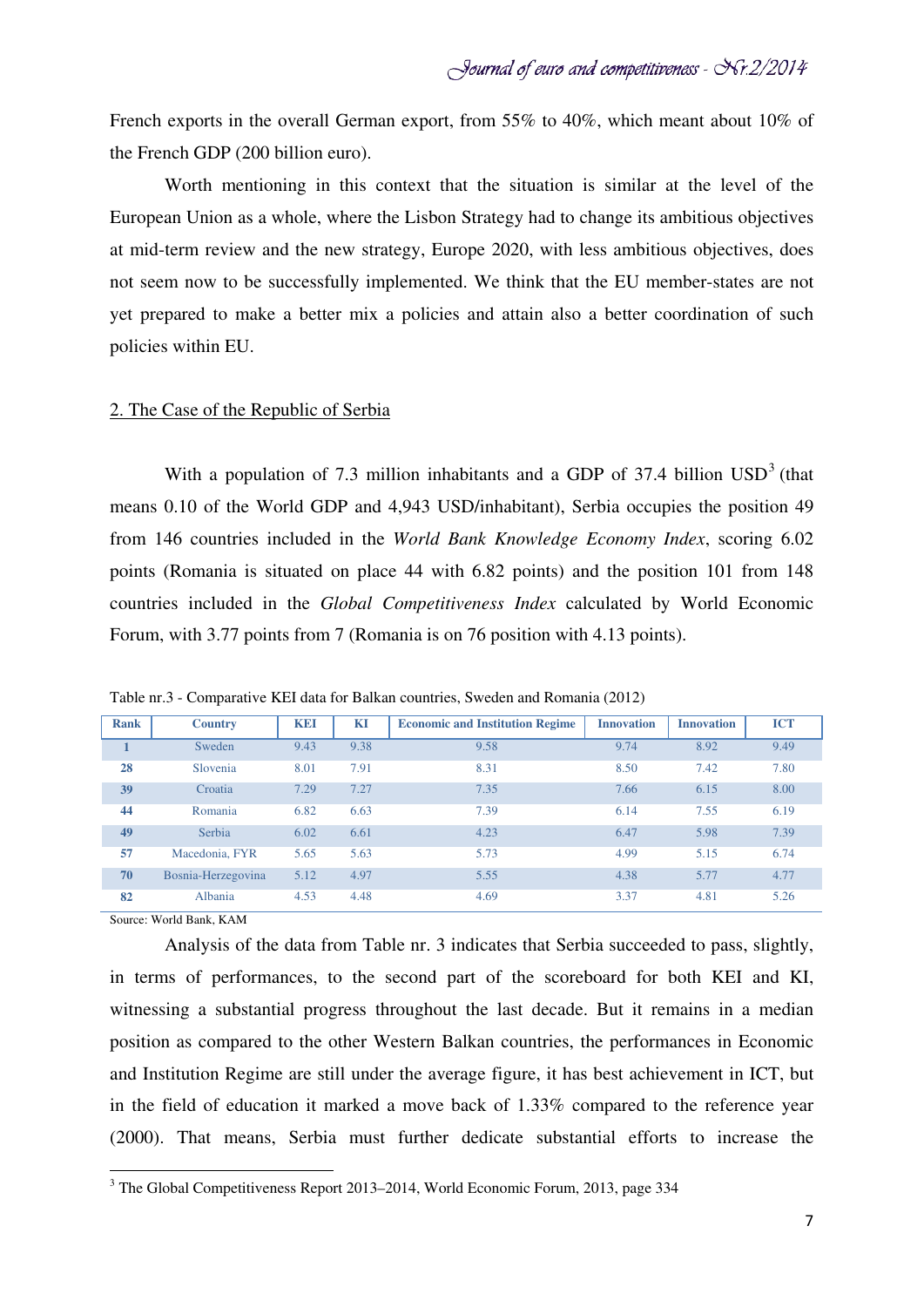French exports in the overall German export, from 55% to 40%, which meant about 10% of the French GDP (200 billion euro).

Worth mentioning in this context that the situation is similar at the level of the European Union as a whole, where the Lisbon Strategy had to change its ambitious objectives at mid-term review and the new strategy, Europe 2020, with less ambitious objectives, does not seem now to be successfully implemented. We think that the EU member-states are not yet prepared to make a better mix a policies and attain also a better coordination of such policies within EU.

## 2. The Case of the Republic of Serbia

With a population of 7.3 million inhabitants and a GDP of 37.4 billion USD[3] (that means 0.10 of the World GDP and 4,943 USD/inhabitant), Serbia occupies the position 49 from 146 countries included in the *World Bank Knowledge Economy Index*, scoring 6.02 points (Romania is situated on place 44 with 6.82 points) and the position 101 from 148 countries included in the *Global Competitiveness Index* calculated by World Economic Forum, with 3.77 points from 7 (Romania is on 76 position with 4.13 points).

Table nr.3 - Comparative KEI data for Balkan countries, Sweden and Romania (2012)

| Rank | Country | KEI | KI | Economic and Institution Regime | Innovation | Innovation | ICT |
|---|---|---|---|---|---|---|---|
| 1 | Sweden | 9.43 | 9.38 | 9.58 | 9.74 | 8.92 | 9.49 |
| 28 | Slovenia | 8.01 | 7.91 | 8.31 | 8.50 | 7.42 | 7.80 |
| 39 | Croatia | 7.29 | 7.27 | 7.35 | 7.66 | 6.15 | 8.00 |
| 44 | Romania | 6.82 | 6.63 | 7.39 | 6.14 | 7.55 | 6.19 |
| 49 | Serbia | 6.02 | 6.61 | 4.23 | 6.47 | 5.98 | 7.39 |
| 57 | Macedonia, FYR | 5.65 | 5.63 | 5.73 | 4.99 | 5.15 | 6.74 |
| 70 | Bosnia-Herzegovina | 5.12 | 4.97 | 5.55 | 4.38 | 5.77 | 4.77 |
| 82 | Albania | 4.53 | 4.48 | 4.69 | 3.37 | 4.81 | 5.26 |

Source: World Bank, KAM

Analysis of the data from Table nr. 3 indicates that Serbia succeeded to pass, slightly, in terms of performances, to the second part of the scoreboard for both KEI and KI, witnessing a substantial progress throughout the last decade. But it remains in a median position as compared to the other Western Balkan countries, the performances in Economic and Institution Regime are still under the average figure, it has best achievement in ICT, but in the field of education it marked a move back of 1.33% compared to the reference year (2000). That means, Serbia must further dedicate substantial efforts to increase the

[3] The Global Competitiveness Report 2013–2014, World Economic Forum, 2013, page 334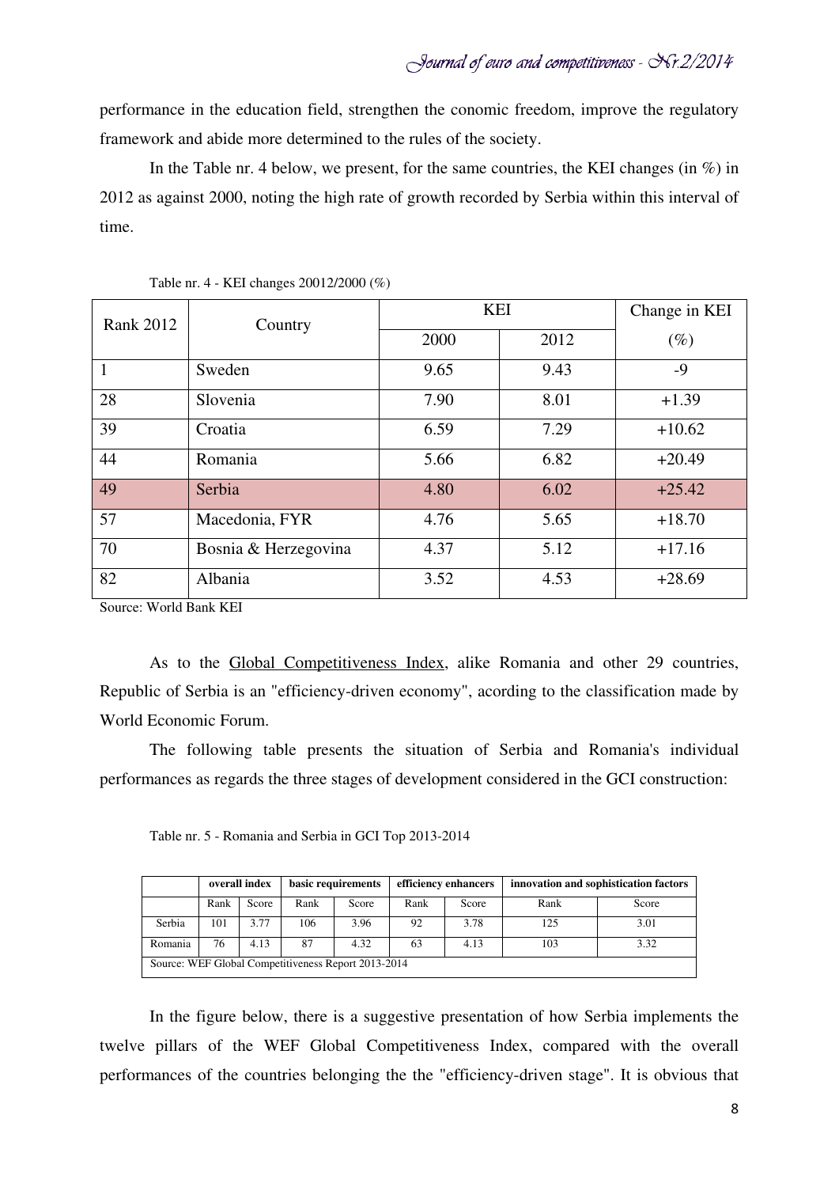performance in the education field, strengthen the conomic freedom, improve the regulatory framework and abide more determined to the rules of the society.

In the Table nr. 4 below, we present, for the same countries, the KEI changes (in %) in 2012 as against 2000, noting the high rate of growth recorded by Serbia within this interval of time.

Table nr. 4 - KEI changes 20012/2000 (%)

| Rank 2012 | Country | KEI | | Change in KEI |
|---|---|---|---|---|
| | | 2000 | 2012 | (%) |
| 1 | Sweden | 9.65 | 9.43 | -9 |
| 28 | Slovenia | 7.90 | 8.01 | +1.39 |
| 39 | Croatia | 6.59 | 7.29 | +10.62 |
| 44 | Romania | 5.66 | 6.82 | +20.49 |
| 49 | Serbia | 4.80 | 6.02 | +25.42 |
| 57 | Macedonia, FYR | 4.76 | 5.65 | +18.70 |
| 70 | Bosnia & Herzegovina | 4.37 | 5.12 | +17.16 |
| 82 | Albania | 3.52 | 4.53 | +28.69 |

Source: World Bank KEI

As to the Global Competitiveness Index, alike Romania and other 29 countries, Republic of Serbia is an "efficiency-driven economy", acording to the classification made by World Economic Forum.

The following table presents the situation of Serbia and Romania's individual performances as regards the three stages of development considered in the GCI construction:

Table nr. 5 - Romania and Serbia in GCI Top 2013-2014

| | overall index | | basic requirements | | efficiency enhancers | | innovation and sophistication factors | |
|---|---|---|---|---|---|---|---|---|
| | Rank | Score | Rank | Score | Rank | Score | Rank | Score |
| Serbia | 101 | 3.77 | 106 | 3.96 | 92 | 3.78 | 125 | 3.01 |
| Romania | 76 | 4.13 | 87 | 4.32 | 63 | 4.13 | 103 | 3.32 |

Source: WEF Global Competitiveness Report 2013-2014

In the figure below, there is a suggestive presentation of how Serbia implements the twelve pillars of the WEF Global Competitiveness Index, compared with the overall performances of the countries belonging the the "efficiency-driven stage". It is obvious that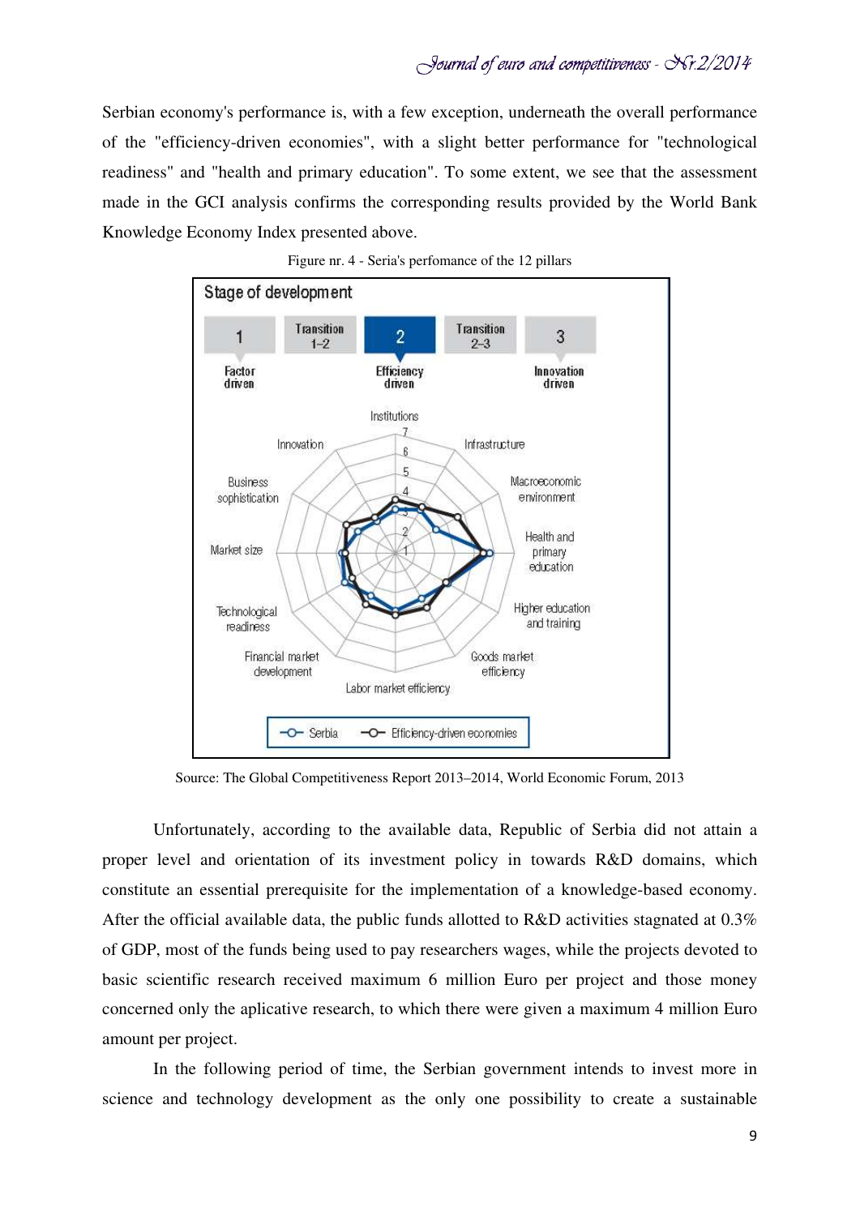Serbian economy's performance is, with a few exception, underneath the overall performance of the "efficiency-driven economies", with a slight better performance for "technological readiness" and "health and primary education". To some extent, we see that the assessment made in the GCI analysis confirms the corresponding results provided by the World Bank Knowledge Economy Index presented above.

Figure nr. 4 - Seria's perfomance of the 12 pillars

Source: The Global Competitiveness Report 2013–2014, World Economic Forum, 2013

Unfortunately, according to the available data, Republic of Serbia did not attain a proper level and orientation of its investment policy in towards R&D domains, which constitute an essential prerequisite for the implementation of a knowledge-based economy. After the official available data, the public funds allotted to R&D activities stagnated at 0.3% of GDP, most of the funds being used to pay researchers wages, while the projects devoted to basic scientific research received maximum 6 million Euro per project and those money concerned only the aplicative research, to which there were given a maximum 4 million Euro amount per project.

In the following period of time, the Serbian government intends to invest more in science and technology development as the only one possibility to create a sustainable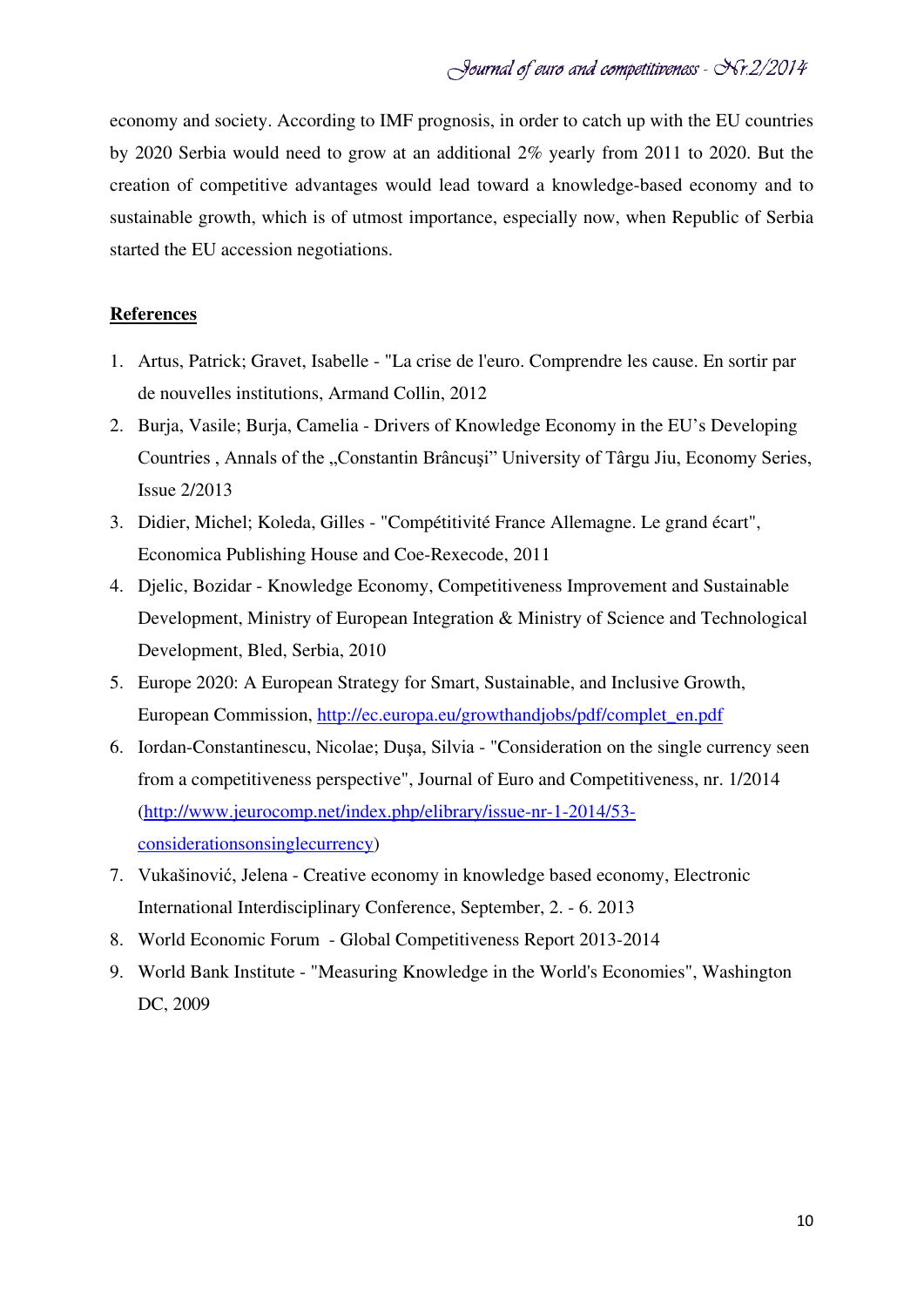economy and society. According to IMF prognosis, in order to catch up with the EU countries by 2020 Serbia would need to grow at an additional 2% yearly from 2011 to 2020. But the creation of competitive advantages would lead toward a knowledge-based economy and to sustainable growth, which is of utmost importance, especially now, when Republic of Serbia started the EU accession negotiations.

## References

1. Artus, Patrick; Gravet, Isabelle - "La crise de l'euro. Comprendre les cause. En sortir par de nouvelles institutions, Armand Collin, 2012
2. Burja, Vasile; Burja, Camelia - Drivers of Knowledge Economy in the EU's Developing Countries , Annals of the „Constantin Brâncuşi" University of Târgu Jiu, Economy Series, Issue 2/2013
3. Didier, Michel; Koleda, Gilles - "Compétitivité France Allemagne. Le grand écart", Economica Publishing House and Coe-Rexecode, 2011
4. Djelic, Bozidar - Knowledge Economy, Competitiveness Improvement and Sustainable Development, Ministry of European Integration & Ministry of Science and Technological Development, Bled, Serbia, 2010
5. Europe 2020: A European Strategy for Smart, Sustainable, and Inclusive Growth, European Commission, http://ec.europa.eu/growthandjobs/pdf/complet_en.pdf
6. Iordan-Constantinescu, Nicolae; Duşa, Silvia - "Consideration on the single currency seen from a competitiveness perspective", Journal of Euro and Competitiveness, nr. 1/2014 (http://www.jeurocomp.net/index.php/elibrary/issue-nr-1-2014/53-considerationsonsinglecurrency)
7. Vukašinović, Jelena - Creative economy in knowledge based economy, Electronic International Interdisciplinary Conference, September, 2. - 6. 2013
8. World Economic Forum - Global Competitiveness Report 2013-2014
9. World Bank Institute - "Measuring Knowledge in the World's Economies", Washington DC, 2009